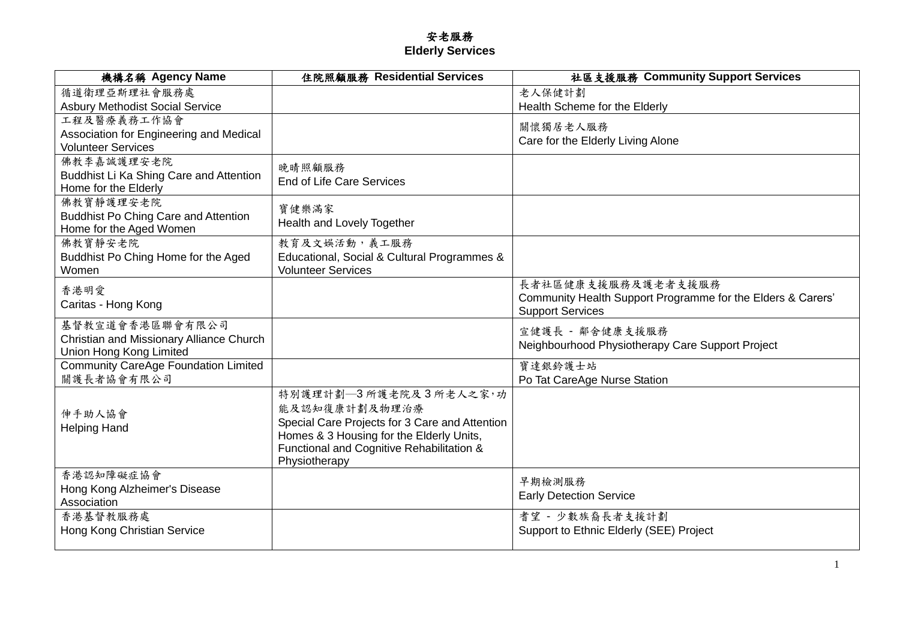# 安老服務
# Elderly Services

| 機構名稱 Agency Name | 住院照顧服務 Residential Services | 社區支援服務 Community Support Services |
|---|---|---|
| 循道衛理亞斯理社會服務處<br>Asbury Methodist Social Service | | 老人保健計劃<br>Health Scheme for the Elderly |
| 工程及醫療義務工作協會<br>Association for Engineering and Medical Volunteer Services | | 關懷獨居老人服務<br>Care for the Elderly Living Alone |
| 佛教李嘉誠護理安老院<br>Buddhist Li Ka Shing Care and Attention Home for the Elderly | 晚晴照顧服務<br>End of Life Care Services | |
| 佛教寶靜護理安老院<br>Buddhist Po Ching Care and Attention Home for the Aged Women | 寶健樂滿家<br>Health and Lovely Together | |
| 佛教寶靜安老院<br>Buddhist Po Ching Home for the Aged Women | 教育及文娛活動，義工服務<br>Educational, Social & Cultural Programmes & Volunteer Services | |
| 香港明愛<br>Caritas - Hong Kong | | 長者社區健康支援服務及護老者支援服務<br>Community Health Support Programme for the Elders & Carers' Support Services |
| 基督教宣道會香港區聯會有限公司<br>Christian and Missionary Alliance Church Union Hong Kong Limited | | 宣健護長 - 鄰舍健康支援服務<br>Neighbourhood Physiotherapy Care Support Project |
| Community CareAge Foundation Limited<br>關護長者協會有限公司 | | 寶達銀鈴護士站<br>Po Tat CareAge Nurse Station |
| 伸手助人協會<br>Helping Hand | 特別護理計劃—3 所護老院及 3 所老人之家，功能及認知復康計劃及物理治療<br>Special Care Projects for 3 Care and Attention Homes & 3 Housing for the Elderly Units, Functional and Cognitive Rehabilitation & Physiotherapy | |
| 香港認知障礙症協會<br>Hong Kong Alzheimer's Disease Association | | 早期檢測服務<br>Early Detection Service |
| 香港基督教服務處<br>Hong Kong Christian Service | | 耆望 - 少數族裔長者支援計劃<br>Support to Ethnic Elderly (SEE) Project |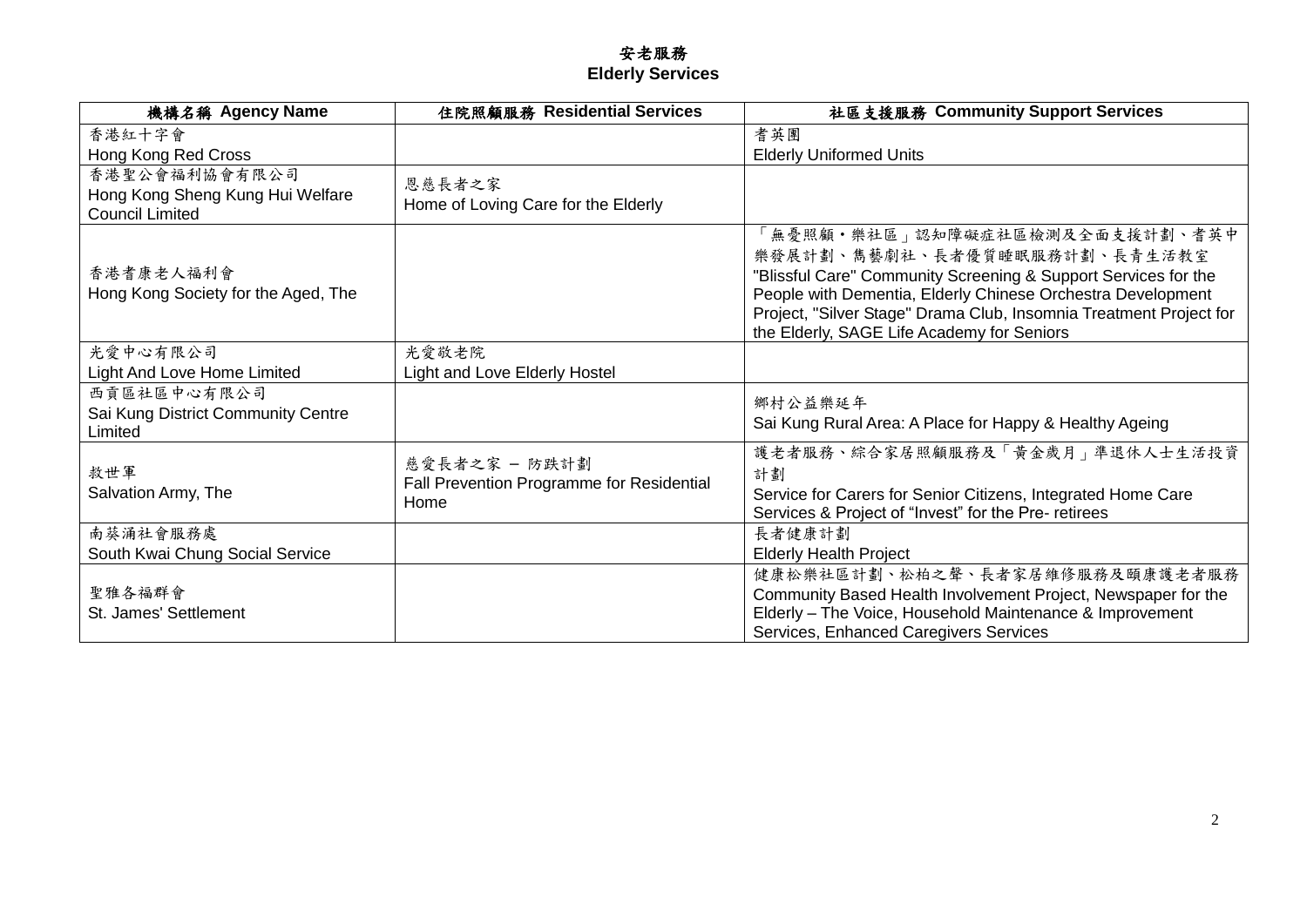# 安老服務
# Elderly Services

| 機構名稱 Agency Name | 住院照顧服務 Residential Services | 社區支援服務 Community Support Services |
| --- | --- | --- |
| 香港紅十字會<br>Hong Kong Red Cross | | 耆英團<br>Elderly Uniformed Units |
| 香港聖公會福利協會有限公司<br>Hong Kong Sheng Kung Hui Welfare Council Limited | 恩慈長者之家<br>Home of Loving Care for the Elderly | |
| 香港耆康老人福利會<br>Hong Kong Society for the Aged, The | | 「無憂照顧‧樂社區」認知障礙症社區檢測及全面支援計劃、耆英中樂發展計劃、雋藝劇社、長者優質睡眠服務計劃、長青生活教室<br>"Blissful Care" Community Screening & Support Services for the People with Dementia, Elderly Chinese Orchestra Development Project, "Silver Stage" Drama Club, Insomnia Treatment Project for the Elderly, SAGE Life Academy for Seniors |
| 光愛中心有限公司<br>Light And Love Home Limited | 光愛敬老院<br>Light and Love Elderly Hostel | |
| 西貢區社區中心有限公司<br>Sai Kung District Community Centre Limited | | 鄉村公益樂延年<br>Sai Kung Rural Area: A Place for Happy & Healthy Ageing |
| 救世軍<br>Salvation Army, The | 慈愛長者之家 – 防跌計劃<br>Fall Prevention Programme for Residential Home | 護老者服務、綜合家居照顧服務及「黃金歲月」準退休人士生活投資計劃<br>Service for Carers for Senior Citizens, Integrated Home Care Services & Project of "Invest" for the Pre- retirees |
| 南葵涌社會服務處<br>South Kwai Chung Social Service | | 長者健康計劃<br>Elderly Health Project |
| 聖雅各福群會<br>St. James' Settlement | | 健康松樂社區計劃、松柏之聲、長者家居維修服務及頤康護老者服務<br>Community Based Health Involvement Project, Newspaper for the Elderly – The Voice, Household Maintenance & Improvement Services, Enhanced Caregivers Services |